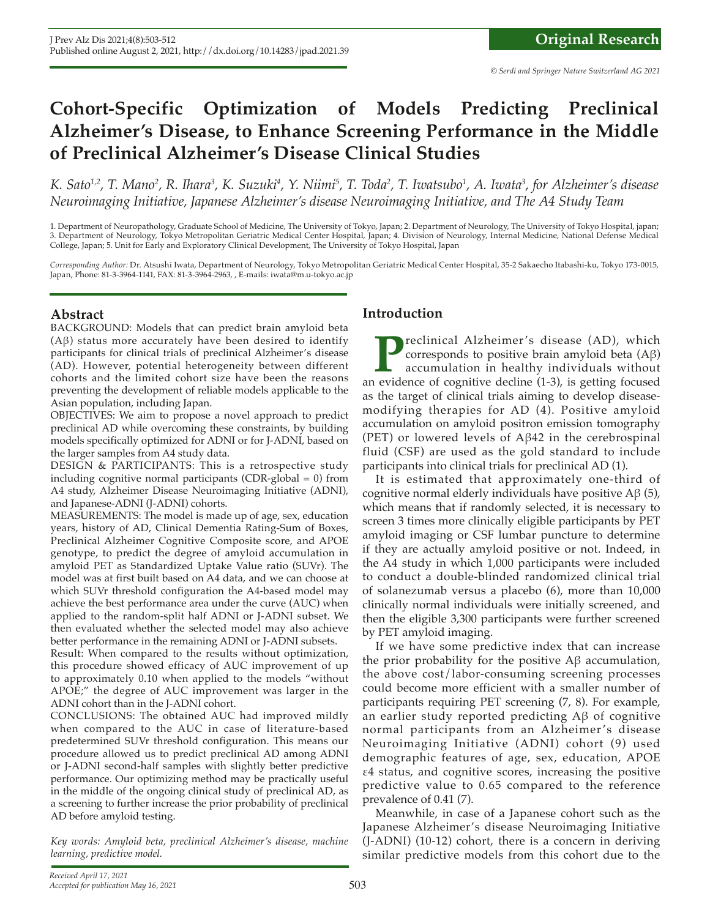# Cohort-Specific Optimization of Models Predicting Preclinical Alzheimer's Disease, to Enhance Screening Performance in the Middle of Preclinical Alzheimer's Disease Clinical Studies

*K. Sato[1,2], T. Mano[2], R. Ihara[3], K. Suzuki[4], Y. Niimi[5], T. Toda[2], T. Iwatsubo[1], A. Iwata[3], for Alzheimer's disease Neuroimaging Initiative, Japanese Alzheimer's disease Neuroimaging Initiative, and The A4 Study Team*

1. Department of Neuropathology, Graduate School of Medicine, The University of Tokyo, Japan; 2. Department of Neurology, The University of Tokyo Hospital, japan; 3. Department of Neurology, Tokyo Metropolitan Geriatric Medical Center Hospital, Japan; 4. Division of Neurology, Internal Medicine, National Defense Medical College, Japan; 5. Unit for Early and Exploratory Clinical Development, The University of Tokyo Hospital, Japan

*Corresponding Author:* Dr. Atsushi Iwata, Department of Neurology, Tokyo Metropolitan Geriatric Medical Center Hospital, 35-2 Sakaecho Itabashi-ku, Tokyo 173-0015, Japan, Phone: 81-3-3964-1141, FAX: 81-3-3964-2963, , E-mails: iwata@m.u-tokyo.ac.jp

## Abstract

BACKGROUND: Models that can predict brain amyloid beta (Aβ) status more accurately have been desired to identify participants for clinical trials of preclinical Alzheimer's disease (AD). However, potential heterogeneity between different cohorts and the limited cohort size have been the reasons preventing the development of reliable models applicable to the Asian population, including Japan.

OBJECTIVES: We aim to propose a novel approach to predict preclinical AD while overcoming these constraints, by building models specifically optimized for ADNI or for J-ADNI, based on the larger samples from A4 study data.

DESIGN & PARTICIPANTS: This is a retrospective study including cognitive normal participants (CDR-global = 0) from A4 study, Alzheimer Disease Neuroimaging Initiative (ADNI), and Japanese-ADNI (J-ADNI) cohorts.

MEASUREMENTS: The model is made up of age, sex, education years, history of AD, Clinical Dementia Rating-Sum of Boxes, Preclinical Alzheimer Cognitive Composite score, and APOE genotype, to predict the degree of amyloid accumulation in amyloid PET as Standardized Uptake Value ratio (SUVr). The model was at first built based on A4 data, and we can choose at which SUVr threshold configuration the A4-based model may achieve the best performance area under the curve (AUC) when applied to the random-split half ADNI or J-ADNI subset. We then evaluated whether the selected model may also achieve better performance in the remaining ADNI or J-ADNI subsets.

Result: When compared to the results without optimization, this procedure showed efficacy of AUC improvement of up to approximately 0.10 when applied to the models "without APOE;" the degree of AUC improvement was larger in the ADNI cohort than in the J-ADNI cohort.

CONCLUSIONS: The obtained AUC had improved mildly when compared to the AUC in case of literature-based predetermined SUVr threshold configuration. This means our procedure allowed us to predict preclinical AD among ADNI or J-ADNI second-half samples with slightly better predictive performance. Our optimizing method may be practically useful in the middle of the ongoing clinical study of preclinical AD, as a screening to further increase the prior probability of preclinical AD before amyloid testing.

*Key words: Amyloid beta, preclinical Alzheimer's disease, machine learning, predictive model.*

*Received April 17, 2021*
*Accepted for publication May 16, 2021*

## Introduction

Preclinical Alzheimer's disease (AD), which corresponds to positive brain amyloid beta (Aβ) accumulation in healthy individuals without an evidence of cognitive decline (1-3), is getting focused as the target of clinical trials aiming to develop disease-modifying therapies for AD (4). Positive amyloid accumulation on amyloid positron emission tomography (PET) or lowered levels of Aβ42 in the cerebrospinal fluid (CSF) are used as the gold standard to include participants into clinical trials for preclinical AD (1).

It is estimated that approximately one-third of cognitive normal elderly individuals have positive Aβ (5), which means that if randomly selected, it is necessary to screen 3 times more clinically eligible participants by PET amyloid imaging or CSF lumbar puncture to determine if they are actually amyloid positive or not. Indeed, in the A4 study in which 1,000 participants were included to conduct a double-blinded randomized clinical trial of solanezumab versus a placebo (6), more than 10,000 clinically normal individuals were initially screened, and then the eligible 3,300 participants were further screened by PET amyloid imaging.

If we have some predictive index that can increase the prior probability for the positive Aβ accumulation, the above cost/labor-consuming screening processes could become more efficient with a smaller number of participants requiring PET screening (7, 8). For example, an earlier study reported predicting Aβ of cognitive normal participants from an Alzheimer's disease Neuroimaging Initiative (ADNI) cohort (9) used demographic features of age, sex, education, APOE ε4 status, and cognitive scores, increasing the positive predictive value to 0.65 compared to the reference prevalence of 0.41 (7).

Meanwhile, in case of a Japanese cohort such as the Japanese Alzheimer's disease Neuroimaging Initiative (J-ADNI) (10-12) cohort, there is a concern in deriving similar predictive models from this cohort due to the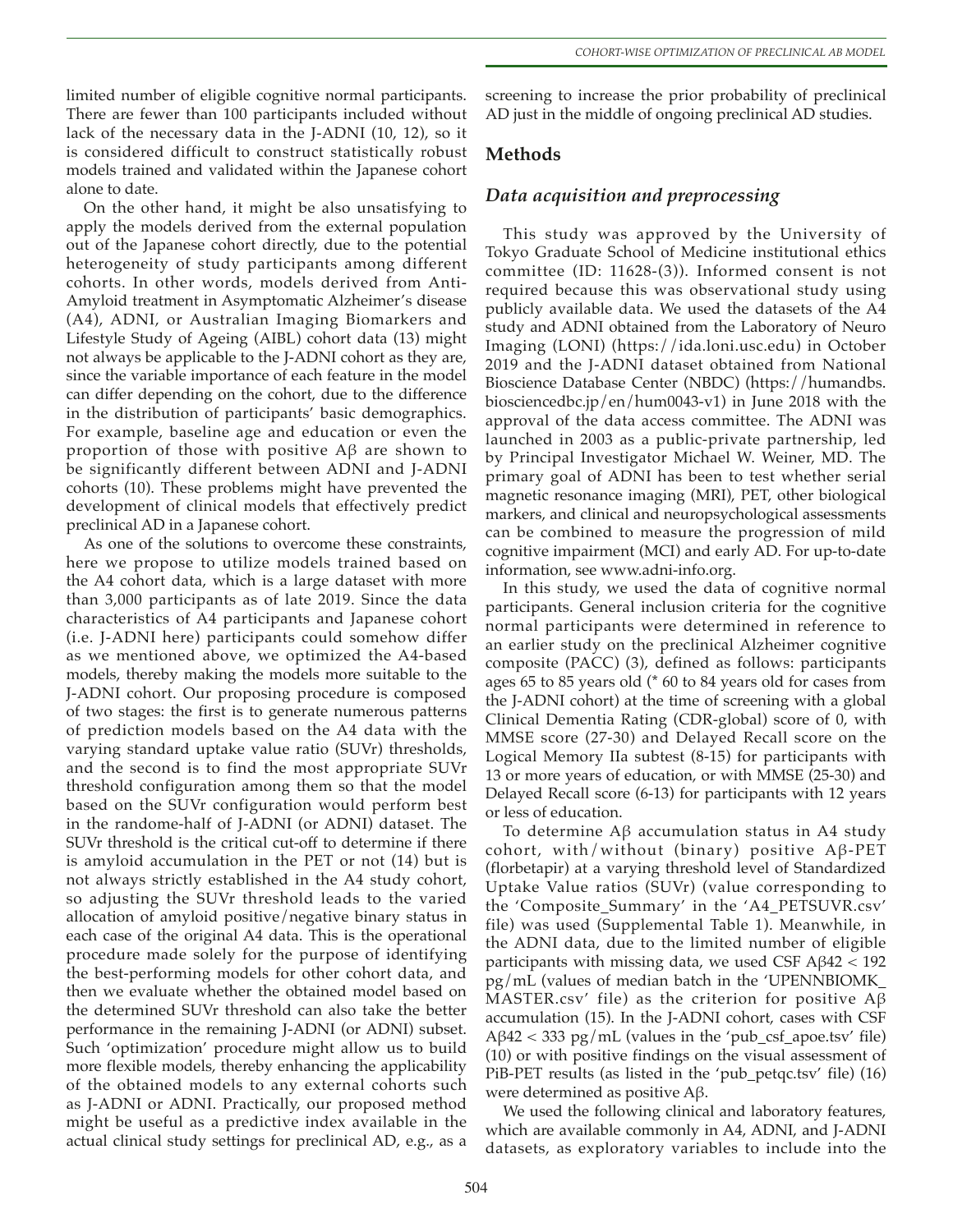limited number of eligible cognitive normal participants. There are fewer than 100 participants included without lack of the necessary data in the J-ADNI (10, 12), so it is considered difficult to construct statistically robust models trained and validated within the Japanese cohort alone to date.

On the other hand, it might be also unsatisfying to apply the models derived from the external population out of the Japanese cohort directly, due to the potential heterogeneity of study participants among different cohorts. In other words, models derived from Anti-Amyloid treatment in Asymptomatic Alzheimer's disease (A4), ADNI, or Australian Imaging Biomarkers and Lifestyle Study of Ageing (AIBL) cohort data (13) might not always be applicable to the J-ADNI cohort as they are, since the variable importance of each feature in the model can differ depending on the cohort, due to the difference in the distribution of participants' basic demographics. For example, baseline age and education or even the proportion of those with positive Aβ are shown to be significantly different between ADNI and J-ADNI cohorts (10). These problems might have prevented the development of clinical models that effectively predict preclinical AD in a Japanese cohort.

As one of the solutions to overcome these constraints, here we propose to utilize models trained based on the A4 cohort data, which is a large dataset with more than 3,000 participants as of late 2019. Since the data characteristics of A4 participants and Japanese cohort (i.e. J-ADNI here) participants could somehow differ as we mentioned above, we optimized the A4-based models, thereby making the models more suitable to the J-ADNI cohort. Our proposing procedure is composed of two stages: the first is to generate numerous patterns of prediction models based on the A4 data with the varying standard uptake value ratio (SUVr) thresholds, and the second is to find the most appropriate SUVr threshold configuration among them so that the model based on the SUVr configuration would perform best in the randome-half of J-ADNI (or ADNI) dataset. The SUVr threshold is the critical cut-off to determine if there is amyloid accumulation in the PET or not (14) but is not always strictly established in the A4 study cohort, so adjusting the SUVr threshold leads to the varied allocation of amyloid positive/negative binary status in each case of the original A4 data. This is the operational procedure made solely for the purpose of identifying the best-performing models for other cohort data, and then we evaluate whether the obtained model based on the determined SUVr threshold can also take the better performance in the remaining J-ADNI (or ADNI) subset. Such 'optimization' procedure might allow us to build more flexible models, thereby enhancing the applicability of the obtained models to any external cohorts such as J-ADNI or ADNI. Practically, our proposed method might be useful as a predictive index available in the actual clinical study settings for preclinical AD, e.g., as a screening to increase the prior probability of preclinical AD just in the middle of ongoing preclinical AD studies.

## Methods

### *Data acquisition and preprocessing*

This study was approved by the University of Tokyo Graduate School of Medicine institutional ethics committee (ID: 11628-(3)). Informed consent is not required because this was observational study using publicly available data. We used the datasets of the A4 study and ADNI obtained from the Laboratory of Neuro Imaging (LONI) (https://ida.loni.usc.edu) in October 2019 and the J-ADNI dataset obtained from National Bioscience Database Center (NBDC) (https://humandbs.biosciencedbc.jp/en/hum0043-v1) in June 2018 with the approval of the data access committee. The ADNI was launched in 2003 as a public-private partnership, led by Principal Investigator Michael W. Weiner, MD. The primary goal of ADNI has been to test whether serial magnetic resonance imaging (MRI), PET, other biological markers, and clinical and neuropsychological assessments can be combined to measure the progression of mild cognitive impairment (MCI) and early AD. For up-to-date information, see www.adni-info.org.

In this study, we used the data of cognitive normal participants. General inclusion criteria for the cognitive normal participants were determined in reference to an earlier study on the preclinical Alzheimer cognitive composite (PACC) (3), defined as follows: participants ages 65 to 85 years old (* 60 to 84 years old for cases from the J-ADNI cohort) at the time of screening with a global Clinical Dementia Rating (CDR-global) score of 0, with MMSE score (27-30) and Delayed Recall score on the Logical Memory IIa subtest (8-15) for participants with 13 or more years of education, or with MMSE (25-30) and Delayed Recall score (6-13) for participants with 12 years or less of education.

To determine Aβ accumulation status in A4 study cohort, with/without (binary) positive Aβ-PET (florbetapir) at a varying threshold level of Standardized Uptake Value ratios (SUVr) (value corresponding to the 'Composite_Summary' in the 'A4_PETSUVR.csv' file) was used (Supplemental Table 1). Meanwhile, in the ADNI data, due to the limited number of eligible participants with missing data, we used CSF Aβ42 < 192 pg/mL (values of median batch in the 'UPENNBIOMK_MASTER.csv' file) as the criterion for positive Aβ accumulation (15). In the J-ADNI cohort, cases with CSF Aβ42 < 333 pg/mL (values in the 'pub_csf_apoe.tsv' file) (10) or with positive findings on the visual assessment of PiB-PET results (as listed in the 'pub_petqc.tsv' file) (16) were determined as positive Aβ.

We used the following clinical and laboratory features, which are available commonly in A4, ADNI, and J-ADNI datasets, as exploratory variables to include into the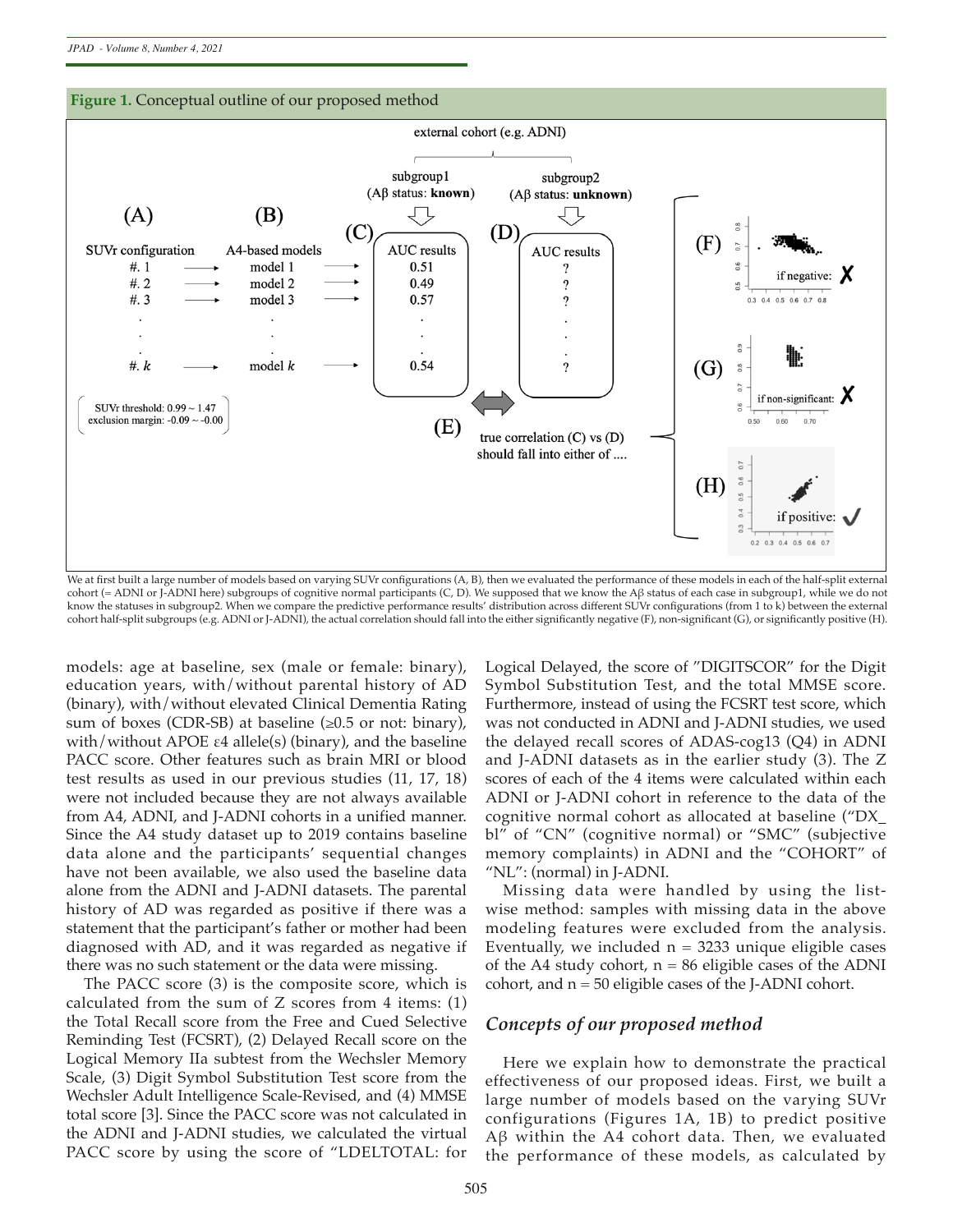**Figure 1.** Conceptual outline of our proposed method

We at first built a large number of models based on varying SUVr configurations (A, B), then we evaluated the performance of these models in each of the half-split external cohort (= ADNI or J-ADNI here) subgroups of cognitive normal participants (C, D). We supposed that we know the Aβ status of each case in subgroup1, while we do not know the statuses in subgroup2. When we compare the predictive performance results' distribution across different SUVr configurations (from 1 to k) between the external cohort half-split subgroups (e.g. ADNI or J-ADNI), the actual correlation should fall into the either significantly negative (F), non-significant (G), or significantly positive (H).

models: age at baseline, sex (male or female: binary), education years, with/without parental history of AD (binary), with/without elevated Clinical Dementia Rating sum of boxes (CDR-SB) at baseline (≥0.5 or not: binary), with/without APOE ε4 allele(s) (binary), and the baseline PACC score. Other features such as brain MRI or blood test results as used in our previous studies (11, 17, 18) were not included because they are not always available from A4, ADNI, and J-ADNI cohorts in a unified manner. Since the A4 study dataset up to 2019 contains baseline data alone and the participants' sequential changes have not been available, we also used the baseline data alone from the ADNI and J-ADNI datasets. The parental history of AD was regarded as positive if there was a statement that the participant's father or mother had been diagnosed with AD, and it was regarded as negative if there was no such statement or the data were missing.

The PACC score (3) is the composite score, which is calculated from the sum of Z scores from 4 items: (1) the Total Recall score from the Free and Cued Selective Reminding Test (FCSRT), (2) Delayed Recall score on the Logical Memory IIa subtest from the Wechsler Memory Scale, (3) Digit Symbol Substitution Test score from the Wechsler Adult Intelligence Scale-Revised, and (4) MMSE total score [3]. Since the PACC score was not calculated in the ADNI and J-ADNI studies, we calculated the virtual PACC score by using the score of "LDELTOTAL: for Logical Delayed, the score of "DIGITSCOR" for the Digit Symbol Substitution Test, and the total MMSE score. Furthermore, instead of using the FCSRT test score, which was not conducted in ADNI and J-ADNI studies, we used the delayed recall scores of ADAS-cog13 (Q4) in ADNI and J-ADNI datasets as in the earlier study (3). The Z scores of each of the 4 items were calculated within each ADNI or J-ADNI cohort in reference to the data of the cognitive normal cohort as allocated at baseline ("DX_bl" of "CN" (cognitive normal) or "SMC" (subjective memory complaints) in ADNI and the "COHORT" of "NL": (normal) in J-ADNI.

Missing data were handled by using the list-wise method: samples with missing data in the above modeling features were excluded from the analysis. Eventually, we included n = 3233 unique eligible cases of the A4 study cohort, n = 86 eligible cases of the ADNI cohort, and n = 50 eligible cases of the J-ADNI cohort.

### Concepts of our proposed method

Here we explain how to demonstrate the practical effectiveness of our proposed ideas. First, we built a large number of models based on the varying SUVr configurations (Figures 1A, 1B) to predict positive Aβ within the A4 cohort data. Then, we evaluated the performance of these models, as calculated by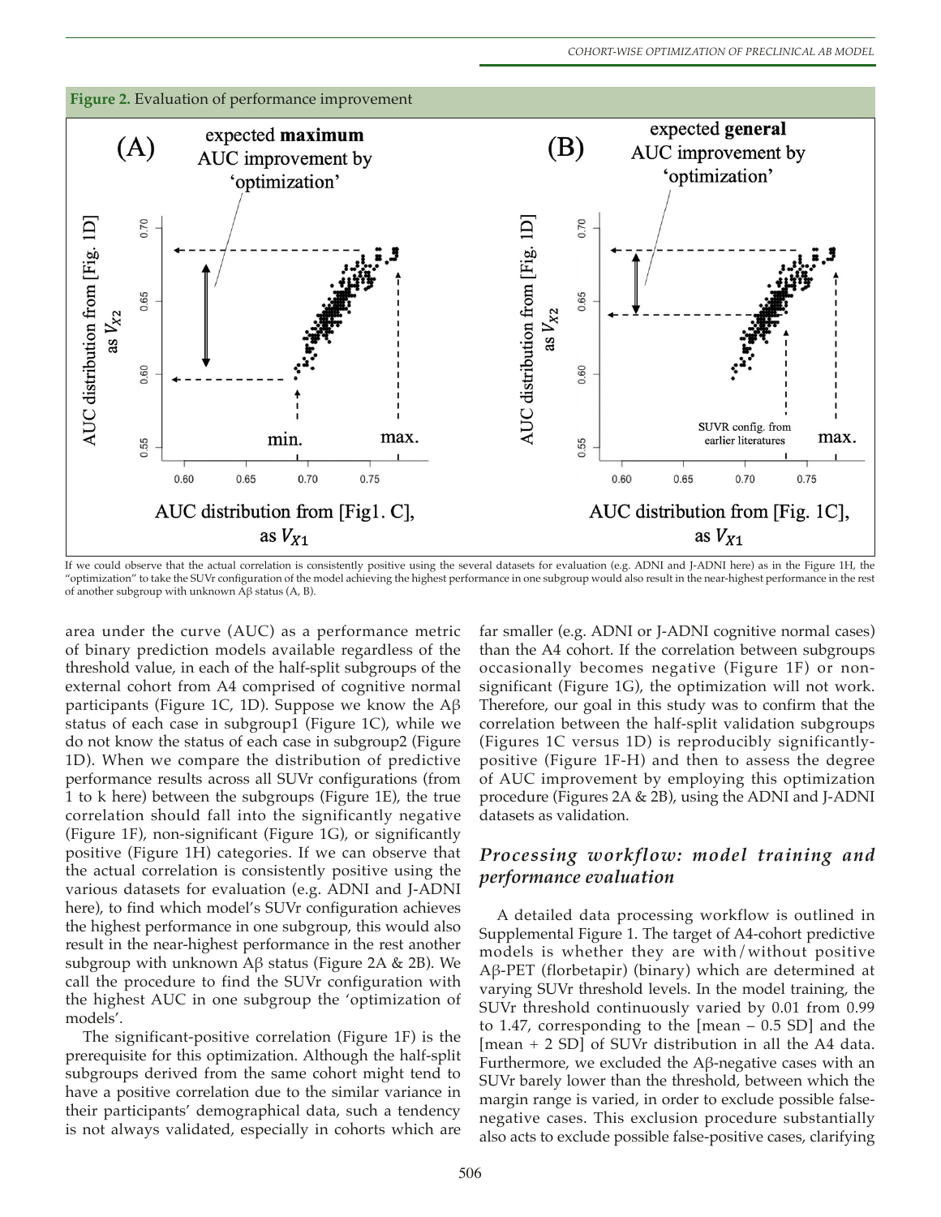**Figure 2.** Evaluation of performance improvement

If we could observe that the actual correlation is consistently positive using the several datasets for evaluation (e.g. ADNI and J-ADNI here) as in the Figure 1H, the "optimization" to take the SUVr configuration of the model achieving the highest performance in one subgroup would also result in the near-highest performance in the rest of another subgroup with unknown Aβ status (A, B).

area under the curve (AUC) as a performance metric of binary prediction models available regardless of the threshold value, in each of the half-split subgroups of the external cohort from A4 comprised of cognitive normal participants (Figure 1C, 1D). Suppose we know the Aβ status of each case in subgroup1 (Figure 1C), while we do not know the status of each case in subgroup2 (Figure 1D). When we compare the distribution of predictive performance results across all SUVr configurations (from 1 to k here) between the subgroups (Figure 1E), the true correlation should fall into the significantly negative (Figure 1F), non-significant (Figure 1G), or significantly positive (Figure 1H) categories. If we can observe that the actual correlation is consistently positive using the various datasets for evaluation (e.g. ADNI and J-ADNI here), to find which model's SUVr configuration achieves the highest performance in one subgroup, this would also result in the near-highest performance in the rest another subgroup with unknown Aβ status (Figure 2A & 2B). We call the procedure to find the SUVr configuration with the highest AUC in one subgroup the 'optimization of models'.

The significant-positive correlation (Figure 1F) is the prerequisite for this optimization. Although the half-split subgroups derived from the same cohort might tend to have a positive correlation due to the similar variance in their participants' demographical data, such a tendency is not always validated, especially in cohorts which are far smaller (e.g. ADNI or J-ADNI cognitive normal cases) than the A4 cohort. If the correlation between subgroups occasionally becomes negative (Figure 1F) or non-significant (Figure 1G), the optimization will not work. Therefore, our goal in this study was to confirm that the correlation between the half-split validation subgroups (Figures 1C versus 1D) is reproducibly significantly-positive (Figure 1F-H) and then to assess the degree of AUC improvement by employing this optimization procedure (Figures 2A & 2B), using the ADNI and J-ADNI datasets as validation.

## *Processing workflow: model training and performance evaluation*

A detailed data processing workflow is outlined in Supplemental Figure 1. The target of A4-cohort predictive models is whether they are with/without positive Aβ-PET (florbetapir) (binary) which are determined at varying SUVr threshold levels. In the model training, the SUVr threshold continuously varied by 0.01 from 0.99 to 1.47, corresponding to the [mean – 0.5 SD] and the [mean + 2 SD] of SUVr distribution in all the A4 data. Furthermore, we excluded the Aβ-negative cases with an SUVr barely lower than the threshold, between which the margin range is varied, in order to exclude possible false-negative cases. This exclusion procedure substantially also acts to exclude possible false-positive cases, clarifying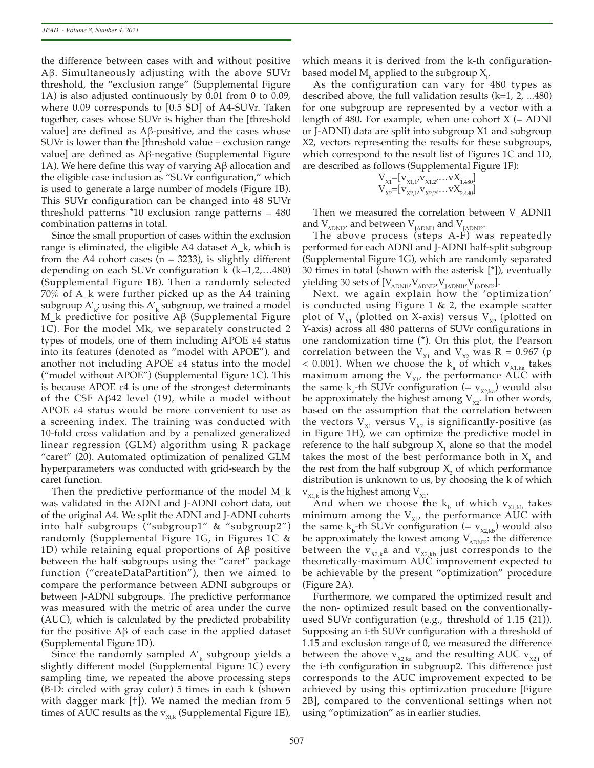the difference between cases with and without positive Aβ. Simultaneously adjusting with the above SUVr threshold, the "exclusion range" (Supplemental Figure 1A) is also adjusted continuously by 0.01 from 0 to 0.09, where 0.09 corresponds to [0.5 SD] of A4-SUVr. Taken together, cases whose SUVr is higher than the [threshold value] are defined as Aβ-positive, and the cases whose SUVr is lower than the [threshold value – exclusion range value] are defined as Aβ-negative (Supplemental Figure 1A). We here define this way of varying Aβ allocation and the eligible case inclusion as "SUVr configuration," which is used to generate a large number of models (Figure 1B). This SUVr configuration can be changed into 48 SUVr threshold patterns *10 exclusion range patterns = 480 combination patterns in total.

Since the small proportion of cases within the exclusion range is eliminated, the eligible A4 dataset A_k, which is from the A4 cohort cases (n = 3233), is slightly different depending on each SUVr configuration k (k=1,2,…480) (Supplemental Figure 1B). Then a randomly selected 70% of A_k were further picked up as the A4 training subgroup $A'_k$; using this $A'_k$ subgroup, we trained a model M_k predictive for positive Aβ (Supplemental Figure 1C). For the model Mk, we separately constructed 2 types of models, one of them including APOE ε4 status into its features (denoted as "model with APOE"), and another not including APOE ε4 status into the model ("model without APOE") (Supplemental Figure 1C). This is because APOE ε4 is one of the strongest determinants of the CSF Aβ42 level (19), while a model without APOE ε4 status would be more convenient to use as a screening index. The training was conducted with 10-fold cross validation and by a penalized generalized linear regression (GLM) algorithm using R package "caret" (20). Automated optimization of penalized GLM hyperparameters was conducted with grid-search by the caret function.

Then the predictive performance of the model M_k was validated in the ADNI and J-ADNI cohort data, out of the original A4. We split the ADNI and J-ADNI cohorts into half subgroups ("subgroup1" & "subgroup2") randomly (Supplemental Figure 1G, in Figures 1C & 1D) while retaining equal proportions of Aβ positive between the half subgroups using the "caret" package function ("createDataPartition"), then we aimed to compare the performance between ADNI subgroups or between J-ADNI subgroups. The predictive performance was measured with the metric of area under the curve (AUC), which is calculated by the predicted probability for the positive Aβ of each case in the applied dataset (Supplemental Figure 1D).

Since the randomly sampled $A'_k$ subgroup yields a slightly different model (Supplemental Figure 1C) every sampling time, we repeated the above processing steps (B-D: circled with gray color) 5 times in each k (shown with dagger mark [†]). We named the median from 5 times of AUC results as the $v_{Xi,k}$ (Supplemental Figure 1E), which means it is derived from the k-th configuration-based model $M_k$ applied to the subgroup $X_i$.

As the configuration can vary for 480 types as described above, the full validation results (k=1, 2, ...480) for one subgroup are represented by a vector with a length of 480. For example, when one cohort X (= ADNI or J-ADNI) data are split into subgroup X1 and subgroup X2, vectors representing the results for these subgroups, which correspond to the result list of Figures 1C and 1D, are described as follows (Supplemental Figure 1F):

$$V_{X1}=[v_{X1,1},v_{X1,2},\ldots vX_{1,480}]$$
$$V_{X2}=[v_{X2,1},v_{X2,2},\ldots vX_{2,480}]$$

Then we measured the correlation between V_ADNI1 and $V_{ADNI2}$, and between $V_{JADNI1}$ and $V_{JADNI2}$.

The above process (steps A-F) was repeatedly performed for each ADNI and J-ADNI half-split subgroup (Supplemental Figure 1G), which are randomly separated 30 times in total (shown with the asterisk [*]), eventually yielding 30 sets of $[V_{ADNI1},V_{ADNI2},V_{JADNI1},V_{JADNI2}]$.

Next, we again explain how the 'optimization' is conducted using Figure 1 & 2, the example scatter plot of $V_{X1}$ (plotted on X-axis) versus $V_{X2}$ (plotted on Y-axis) across all 480 patterns of SUVr configurations in one randomization time (*). On this plot, the Pearson correlation between the $V_{X1}$ and $V_{X2}$ was R = 0.967 ($p < 0.001$). When we choose the $k_a$ of which $v_{X1,ka}$ takes maximum among the $V_{X1}$, the performance AUC with the same $k_a$-th SUVr configuration (= $v_{X2,ka}$) would also be approximately the highest among $V_{X2}$. In other words, based on the assumption that the correlation between the vectors $V_{X1}$ versus $V_{X2}$ is significantly-positive (as in Figure 1H), we can optimize the predictive model in reference to the half subgroup $X_1$ alone so that the model takes the most of the best performance both in $X_1$ and the rest from the half subgroup $X_2$ of which performance distribution is unknown to us, by choosing the k of which $v_{X1,k}$ is the highest among $V_{X1}$.

And when we choose the $k_b$ of which $v_{X1,kb}$ takes minimum among the $V_{X1}$, the performance AUC with the same $k_b$-th SUVr configuration (= $v_{X2,kb}$) would also be approximately the lowest among $V_{ADNI2}$: the difference between the $v_{X2,k}a$ and $v_{X2,kb}$ just corresponds to the theoretically-maximum AUC improvement expected to be achievable by the present "optimization" procedure (Figure 2A).

Furthermore, we compared the optimized result and the non- optimized result based on the conventionally-used SUVr configuration (e.g., threshold of 1.15 (21)). Supposing an i-th SUVr configuration with a threshold of 1.15 and exclusion range of 0, we measured the difference between the above $v_{X2,ka}$ and the resulting AUC $v_{X2,i}$ of the i-th configuration in subgroup2. This difference just corresponds to the AUC improvement expected to be achieved by using this optimization procedure [Figure 2B], compared to the conventional settings when not using "optimization" as in earlier studies.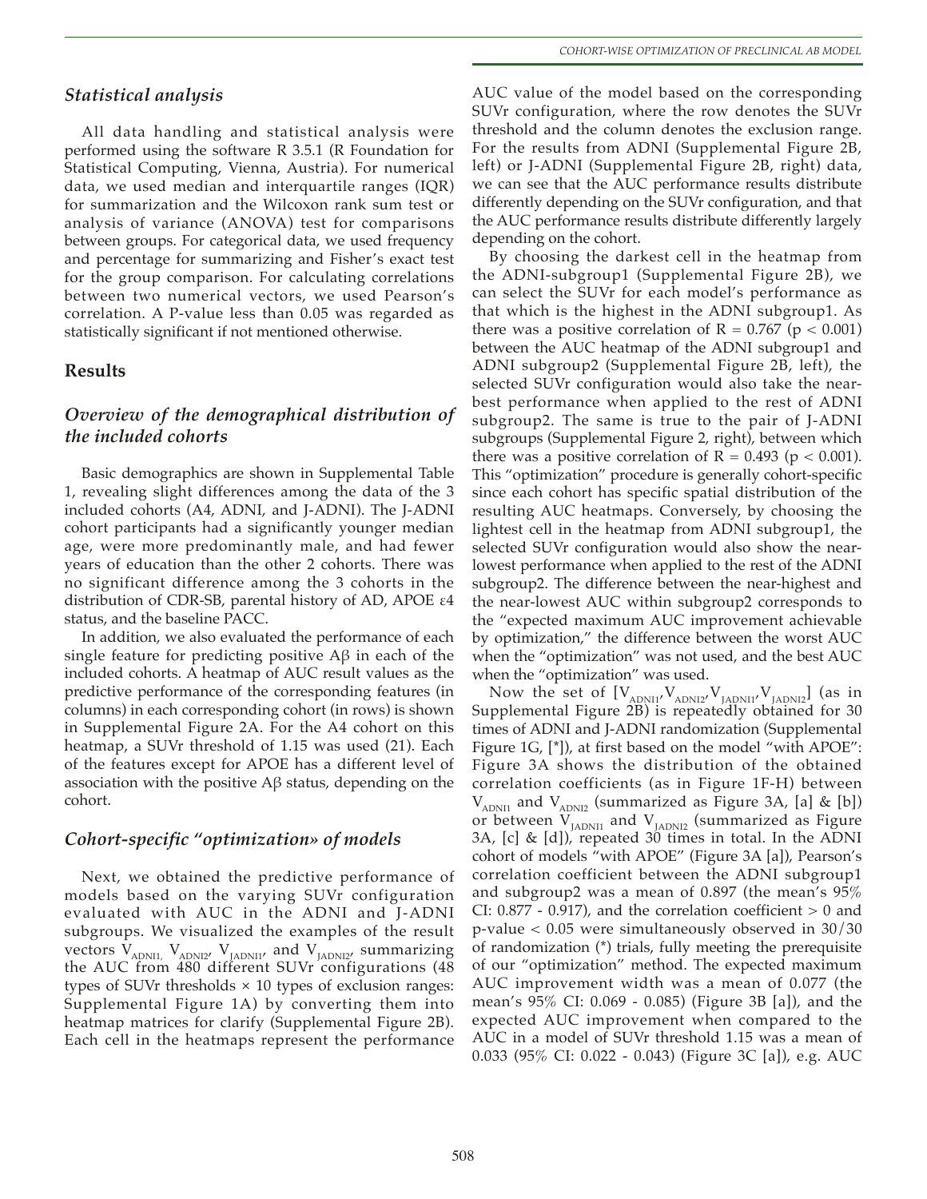## *Statistical analysis*

All data handling and statistical analysis were performed using the software R 3.5.1 (R Foundation for Statistical Computing, Vienna, Austria). For numerical data, we used median and interquartile ranges (IQR) for summarization and the Wilcoxon rank sum test or analysis of variance (ANOVA) test for comparisons between groups. For categorical data, we used frequency and percentage for summarizing and Fisher's exact test for the group comparison. For calculating correlations between two numerical vectors, we used Pearson's correlation. A P-value less than 0.05 was regarded as statistically significant if not mentioned otherwise.

## Results

## *Overview of the demographical distribution of the included cohorts*

Basic demographics are shown in Supplemental Table 1, revealing slight differences among the data of the 3 included cohorts (A4, ADNI, and J-ADNI). The J-ADNI cohort participants had a significantly younger median age, were more predominantly male, and had fewer years of education than the other 2 cohorts. There was no significant difference among the 3 cohorts in the distribution of CDR-SB, parental history of AD, APOE ε4 status, and the baseline PACC.

In addition, we also evaluated the performance of each single feature for predicting positive Aβ in each of the included cohorts. A heatmap of AUC result values as the predictive performance of the corresponding features (in columns) in each corresponding cohort (in rows) is shown in Supplemental Figure 2A. For the A4 cohort on this heatmap, a SUVr threshold of 1.15 was used (21). Each of the features except for APOE has a different level of association with the positive Aβ status, depending on the cohort.

## *Cohort-specific "optimization» of models*

Next, we obtained the predictive performance of models based on the varying SUVr configuration evaluated with AUC in the ADNI and J-ADNI subgroups. We visualized the examples of the result vectors $V_{ADNI1,}$ $V_{ADNI2}$, $V_{JADNI1}$, and $V_{JADNI2}$, summarizing the AUC from 480 different SUVr configurations (48 types of SUVr thresholds × 10 types of exclusion ranges: Supplemental Figure 1A) by converting them into heatmap matrices for clarify (Supplemental Figure 2B). Each cell in the heatmaps represent the performance AUC value of the model based on the corresponding SUVr configuration, where the row denotes the SUVr threshold and the column denotes the exclusion range. For the results from ADNI (Supplemental Figure 2B, left) or J-ADNI (Supplemental Figure 2B, right) data, we can see that the AUC performance results distribute differently depending on the SUVr configuration, and that the AUC performance results distribute differently largely depending on the cohort.

By choosing the darkest cell in the heatmap from the ADNI-subgroup1 (Supplemental Figure 2B), we can select the SUVr for each model's performance as that which is the highest in the ADNI subgroup1. As there was a positive correlation of $R = 0.767$ ($p < 0.001$) between the AUC heatmap of the ADNI subgroup1 and ADNI subgroup2 (Supplemental Figure 2B, left), the selected SUVr configuration would also take the near-best performance when applied to the rest of ADNI subgroup2. The same is true to the pair of J-ADNI subgroups (Supplemental Figure 2, right), between which there was a positive correlation of $R = 0.493$ ($p < 0.001$). This "optimization" procedure is generally cohort-specific since each cohort has specific spatial distribution of the resulting AUC heatmaps. Conversely, by choosing the lightest cell in the heatmap from ADNI subgroup1, the selected SUVr configuration would also show the near-lowest performance when applied to the rest of the ADNI subgroup2. The difference between the near-highest and the near-lowest AUC within subgroup2 corresponds to the "expected maximum AUC improvement achievable by optimization," the difference between the worst AUC when the "optimization" was not used, and the best AUC when the "optimization" was used.

Now the set of $[V_{ADNI1}, V_{ADNI2}, V_{JADNI1}, V_{JADNI2}]$ (as in Supplemental Figure 2B) is repeatedly obtained for 30 times of ADNI and J-ADNI randomization (Supplemental Figure 1G, [*]), at first based on the model "with APOE": Figure 3A shows the distribution of the obtained correlation coefficients (as in Figure 1F-H) between $V_{ADNI1}$ and $V_{ADNI2}$ (summarized as Figure 3A, [a] & [b]) or between $V_{JADNI1}$ and $V_{JADNI2}$ (summarized as Figure 3A, [c] & [d]), repeated 30 times in total. In the ADNI cohort of models "with APOE" (Figure 3A [a]), Pearson's correlation coefficient between the ADNI subgroup1 and subgroup2 was a mean of 0.897 (the mean's 95% CI: 0.877 - 0.917), and the correlation coefficient > 0 and p-value < 0.05 were simultaneously observed in 30/30 of randomization (*) trials, fully meeting the prerequisite of our "optimization" method. The expected maximum AUC improvement width was a mean of 0.077 (the mean's 95% CI: 0.069 - 0.085) (Figure 3B [a]), and the expected AUC improvement when compared to the AUC in a model of SUVr threshold 1.15 was a mean of 0.033 (95% CI: 0.022 - 0.043) (Figure 3C [a]), e.g. AUC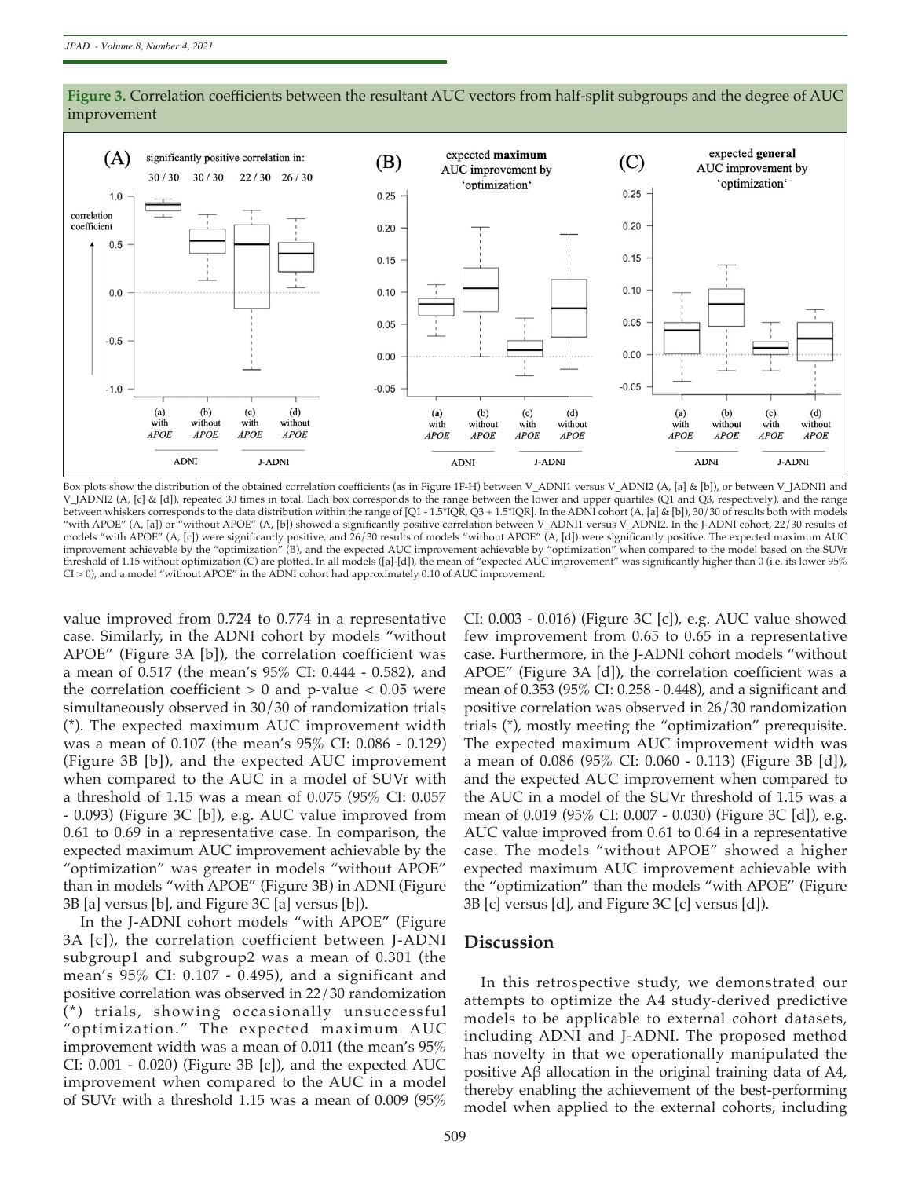**Figure 3.** Correlation coefficients between the resultant AUC vectors from half-split subgroups and the degree of AUC improvement

Box plots show the distribution of the obtained correlation coefficients (as in Figure 1F-H) between V_ADNI1 versus V_ADNI2 (A, [a] & [b]), or between V_JADNI1 and V_JADNI2 (A, [c] & [d]), repeated 30 times in total. Each box corresponds to the range between the lower and upper quartiles (Q1 and Q3, respectively), and the range between whiskers corresponds to the data distribution within the range of [Q1 - 1.5*IQR, Q3 + 1.5*IQR]. In the ADNI cohort (A, [a] & [b]), 30/30 of results both with models "with APOE" (A, [a]) or "without APOE" (A, [b]) showed a significantly positive correlation between V_ADNI1 versus V_ADNI2. In the J-ADNI cohort, 22/30 results of models "with APOE" (A, [c]) were significantly positive, and 26/30 results of models "without APOE" (A, [d]) were significantly positive. The expected maximum AUC improvement achievable by the "optimization" (B), and the expected AUC improvement achievable by "optimization" when compared to the model based on the SUVr threshold of 1.15 without optimization (C) are plotted. In all models ([a]-[d]), the mean of "expected AUC improvement" was significantly higher than 0 (i.e. its lower 95% CI > 0), and a model "without APOE" in the ADNI cohort had approximately 0.10 of AUC improvement.

value improved from 0.724 to 0.774 in a representative case. Similarly, in the ADNI cohort by models "without APOE" (Figure 3A [b]), the correlation coefficient was a mean of 0.517 (the mean's 95% CI: 0.444 - 0.582), and the correlation coefficient > 0 and p-value < 0.05 were simultaneously observed in 30/30 of randomization trials (*). The expected maximum AUC improvement width was a mean of 0.107 (the mean's 95% CI: 0.086 - 0.129) (Figure 3B [b]), and the expected AUC improvement when compared to the AUC in a model of SUVr with a threshold of 1.15 was a mean of 0.075 (95% CI: 0.057 - 0.093) (Figure 3C [b]), e.g. AUC value improved from 0.61 to 0.69 in a representative case. In comparison, the expected maximum AUC improvement achievable by the "optimization" was greater in models "without APOE" than in models "with APOE" (Figure 3B) in ADNI (Figure 3B [a] versus [b], and Figure 3C [a] versus [b]).

In the J-ADNI cohort models "with APOE" (Figure 3A [c]), the correlation coefficient between J-ADNI subgroup1 and subgroup2 was a mean of 0.301 (the mean's 95% CI: 0.107 - 0.495), and a significant and positive correlation was observed in 22/30 randomization (*) trials, showing occasionally unsuccessful "optimization." The expected maximum AUC improvement width was a mean of 0.011 (the mean's 95% CI: 0.001 - 0.020) (Figure 3B [c]), and the expected AUC improvement when compared to the AUC in a model of SUVr with a threshold 1.15 was a mean of 0.009 (95% CI: 0.003 - 0.016) (Figure 3C [c]), e.g. AUC value showed few improvement from 0.65 to 0.65 in a representative case. Furthermore, in the J-ADNI cohort models "without APOE" (Figure 3A [d]), the correlation coefficient was a mean of 0.353 (95% CI: 0.258 - 0.448), and a significant and positive correlation was observed in 26/30 randomization trials (*), mostly meeting the "optimization" prerequisite. The expected maximum AUC improvement width was a mean of 0.086 (95% CI: 0.060 - 0.113) (Figure 3B [d]), and the expected AUC improvement when compared to the AUC in a model of the SUVr threshold of 1.15 was a mean of 0.019 (95% CI: 0.007 - 0.030) (Figure 3C [d]), e.g. AUC value improved from 0.61 to 0.64 in a representative case. The models "without APOE" showed a higher expected maximum AUC improvement achievable with the "optimization" than the models "with APOE" (Figure 3B [c] versus [d], and Figure 3C [c] versus [d]).

## Discussion

In this retrospective study, we demonstrated our attempts to optimize the A4 study-derived predictive models to be applicable to external cohort datasets, including ADNI and J-ADNI. The proposed method has novelty in that we operationally manipulated the positive Aβ allocation in the original training data of A4, thereby enabling the achievement of the best-performing model when applied to the external cohorts, including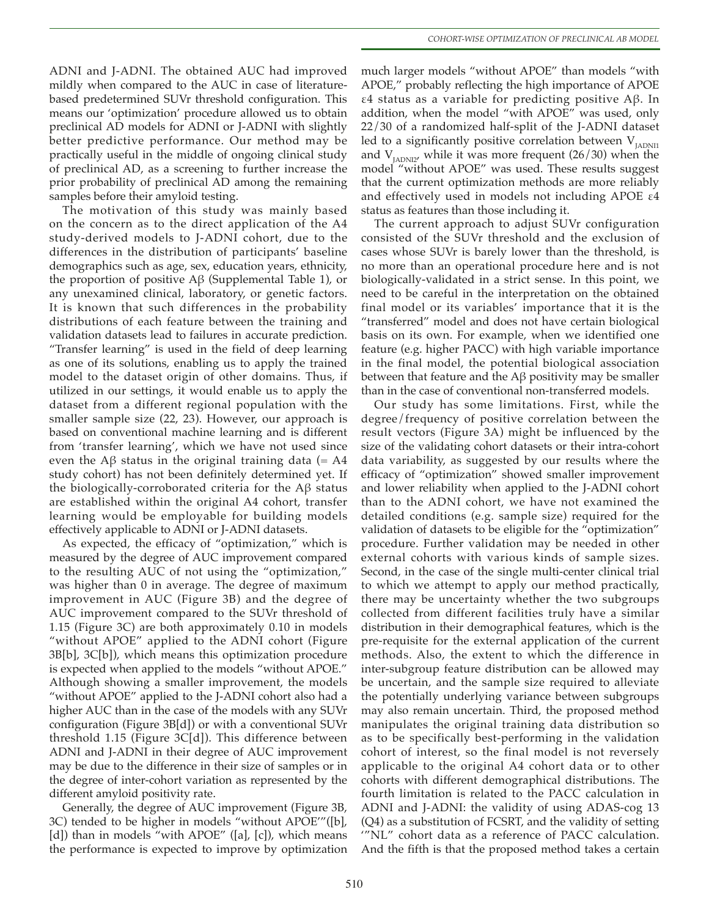ADNI and J-ADNI. The obtained AUC had improved mildly when compared to the AUC in case of literature-based predetermined SUVr threshold configuration. This means our 'optimization' procedure allowed us to obtain preclinical AD models for ADNI or J-ADNI with slightly better predictive performance. Our method may be practically useful in the middle of ongoing clinical study of preclinical AD, as a screening to further increase the prior probability of preclinical AD among the remaining samples before their amyloid testing.

The motivation of this study was mainly based on the concern as to the direct application of the A4 study-derived models to J-ADNI cohort, due to the differences in the distribution of participants' baseline demographics such as age, sex, education years, ethnicity, the proportion of positive Aβ (Supplemental Table 1), or any unexamined clinical, laboratory, or genetic factors. It is known that such differences in the probability distributions of each feature between the training and validation datasets lead to failures in accurate prediction. "Transfer learning" is used in the field of deep learning as one of its solutions, enabling us to apply the trained model to the dataset origin of other domains. Thus, if utilized in our settings, it would enable us to apply the dataset from a different regional population with the smaller sample size (22, 23). However, our approach is based on conventional machine learning and is different from 'transfer learning', which we have not used since even the Aβ status in the original training data (= A4 study cohort) has not been definitely determined yet. If the biologically-corroborated criteria for the Aβ status are established within the original A4 cohort, transfer learning would be employable for building models effectively applicable to ADNI or J-ADNI datasets.

As expected, the efficacy of "optimization," which is measured by the degree of AUC improvement compared to the resulting AUC of not using the "optimization," was higher than 0 in average. The degree of maximum improvement in AUC (Figure 3B) and the degree of AUC improvement compared to the SUVr threshold of 1.15 (Figure 3C) are both approximately 0.10 in models "without APOE" applied to the ADNI cohort (Figure 3B[b], 3C[b]), which means this optimization procedure is expected when applied to the models "without APOE." Although showing a smaller improvement, the models "without APOE" applied to the J-ADNI cohort also had a higher AUC than in the case of the models with any SUVr configuration (Figure 3B[d]) or with a conventional SUVr threshold 1.15 (Figure 3C[d]). This difference between ADNI and J-ADNI in their degree of AUC improvement may be due to the difference in their size of samples or in the degree of inter-cohort variation as represented by the different amyloid positivity rate.

Generally, the degree of AUC improvement (Figure 3B, 3C) tended to be higher in models "without APOE'"([b], [d]) than in models "with APOE" ([a], [c]), which means the performance is expected to improve by optimization much larger models "without APOE" than models "with APOE," probably reflecting the high importance of APOE ε4 status as a variable for predicting positive Aβ. In addition, when the model "with APOE" was used, only 22/30 of a randomized half-split of the J-ADNI dataset led to a significantly positive correlation between $V_{JADNI1}$ and $V_{JADNI2}$, while it was more frequent (26/30) when the model "without APOE" was used. These results suggest that the current optimization methods are more reliably and effectively used in models not including APOE ε4 status as features than those including it.

The current approach to adjust SUVr configuration consisted of the SUVr threshold and the exclusion of cases whose SUVr is barely lower than the threshold, is no more than an operational procedure here and is not biologically-validated in a strict sense. In this point, we need to be careful in the interpretation on the obtained final model or its variables' importance that it is the "transferred" model and does not have certain biological basis on its own. For example, when we identified one feature (e.g. higher PACC) with high variable importance in the final model, the potential biological association between that feature and the Aβ positivity may be smaller than in the case of conventional non-transferred models.

Our study has some limitations. First, while the degree/frequency of positive correlation between the result vectors (Figure 3A) might be influenced by the size of the validating cohort datasets or their intra-cohort data variability, as suggested by our results where the efficacy of "optimization" showed smaller improvement and lower reliability when applied to the J-ADNI cohort than to the ADNI cohort, we have not examined the detailed conditions (e.g. sample size) required for the validation of datasets to be eligible for the "optimization" procedure. Further validation may be needed in other external cohorts with various kinds of sample sizes. Second, in the case of the single multi-center clinical trial to which we attempt to apply our method practically, there may be uncertainty whether the two subgroups collected from different facilities truly have a similar distribution in their demographical features, which is the pre-requisite for the external application of the current methods. Also, the extent to which the difference in inter-subgroup feature distribution can be allowed may be uncertain, and the sample size required to alleviate the potentially underlying variance between subgroups may also remain uncertain. Third, the proposed method manipulates the original training data distribution so as to be specifically best-performing in the validation cohort of interest, so the final model is not reversely applicable to the original A4 cohort data or to other cohorts with different demographical distributions. The fourth limitation is related to the PACC calculation in ADNI and J-ADNI: the validity of using ADAS-cog 13 (Q4) as a substitution of FCSRT, and the validity of setting '"NL" cohort data as a reference of PACC calculation. And the fifth is that the proposed method takes a certain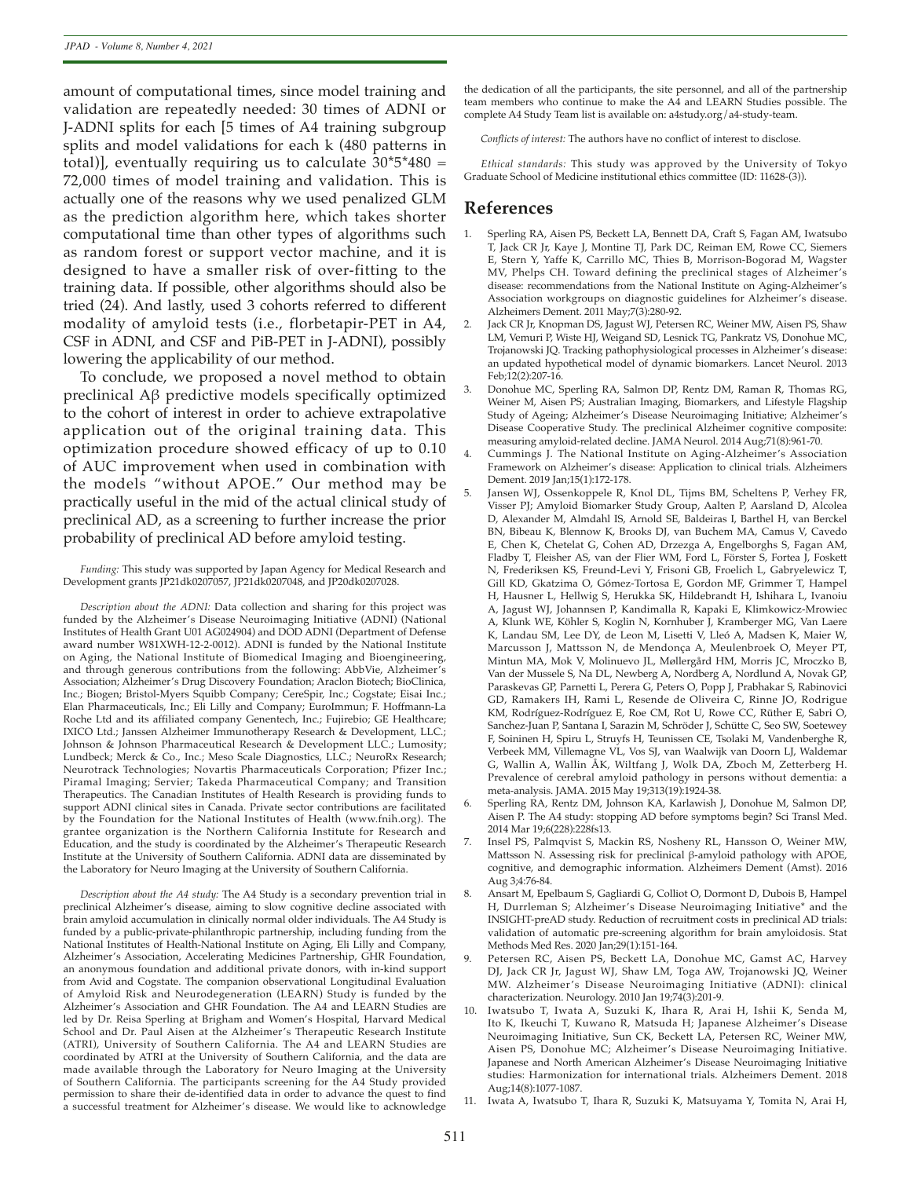amount of computational times, since model training and validation are repeatedly needed: 30 times of ADNI or J-ADNI splits for each [5 times of A4 training subgroup splits and model validations for each k (480 patterns in total)], eventually requiring us to calculate $30*5*480 = 72{,}000$ times of model training and validation. This is actually one of the reasons why we used penalized GLM as the prediction algorithm here, which takes shorter computational time than other types of algorithms such as random forest or support vector machine, and it is designed to have a smaller risk of over-fitting to the training data. If possible, other algorithms should also be tried (24). And lastly, used 3 cohorts referred to different modality of amyloid tests (i.e., florbetapir-PET in A4, CSF in ADNI, and CSF and PiB-PET in J-ADNI), possibly lowering the applicability of our method.

To conclude, we proposed a novel method to obtain preclinical Aβ predictive models specifically optimized to the cohort of interest in order to achieve extrapolative application out of the original training data. This optimization procedure showed efficacy of up to 0.10 of AUC improvement when used in combination with the models "without APOE." Our method may be practically useful in the mid of the actual clinical study of preclinical AD, as a screening to further increase the prior probability of preclinical AD before amyloid testing.

*Funding:* This study was supported by Japan Agency for Medical Research and Development grants JP21dk0207057, JP21dk0207048, and JP20dk0207028.

*Description about the ADNI:* Data collection and sharing for this project was funded by the Alzheimer's Disease Neuroimaging Initiative (ADNI) (National Institutes of Health Grant U01 AG024904) and DOD ADNI (Department of Defense award number W81XWH-12-2-0012). ADNI is funded by the National Institute on Aging, the National Institute of Biomedical Imaging and Bioengineering, and through generous contributions from the following: AbbVie, Alzheimer's Association; Alzheimer's Drug Discovery Foundation; Araclon Biotech; BioClinica, Inc.; Biogen; Bristol-Myers Squibb Company; CereSpir, Inc.; Cogstate; Eisai Inc.; Elan Pharmaceuticals, Inc.; Eli Lilly and Company; EuroImmun; F. Hoffmann-La Roche Ltd and its affiliated company Genentech, Inc.; Fujirebio; GE Healthcare; IXICO Ltd.; Janssen Alzheimer Immunotherapy Research & Development, LLC.; Johnson & Johnson Pharmaceutical Research & Development LLC.; Lumosity; Lundbeck; Merck & Co., Inc.; Meso Scale Diagnostics, LLC.; NeuroRx Research; Neurotrack Technologies; Novartis Pharmaceuticals Corporation; Pfizer Inc.; Piramal Imaging; Servier; Takeda Pharmaceutical Company; and Transition Therapeutics. The Canadian Institutes of Health Research is providing funds to support ADNI clinical sites in Canada. Private sector contributions are facilitated by the Foundation for the National Institutes of Health (www.fnih.org). The grantee organization is the Northern California Institute for Research and Education, and the study is coordinated by the Alzheimer's Therapeutic Research Institute at the University of Southern California. ADNI data are disseminated by the Laboratory for Neuro Imaging at the University of Southern California.

*Description about the A4 study:* The A4 Study is a secondary prevention trial in preclinical Alzheimer's disease, aiming to slow cognitive decline associated with brain amyloid accumulation in clinically normal older individuals. The A4 Study is funded by a public-private-philanthropic partnership, including funding from the National Institutes of Health-National Institute on Aging, Eli Lilly and Company, Alzheimer's Association, Accelerating Medicines Partnership, GHR Foundation, an anonymous foundation and additional private donors, with in-kind support from Avid and Cogstate. The companion observational Longitudinal Evaluation of Amyloid Risk and Neurodegeneration (LEARN) Study is funded by the Alzheimer's Association and GHR Foundation. The A4 and LEARN Studies are led by Dr. Reisa Sperling at Brigham and Women's Hospital, Harvard Medical School and Dr. Paul Aisen at the Alzheimer's Therapeutic Research Institute (ATRI), University of Southern California. The A4 and LEARN Studies are coordinated by ATRI at the University of Southern California, and the data are made available through the Laboratory for Neuro Imaging at the University of Southern California. The participants screening for the A4 Study provided permission to share their de-identified data in order to advance the quest to find a successful treatment for Alzheimer's disease. We would like to acknowledge the dedication of all the participants, the site personnel, and all of the partnership team members who continue to make the A4 and LEARN Studies possible. The complete A4 Study Team list is available on: a4study.org/a4-study-team.

*Conflicts of interest:* The authors have no conflict of interest to disclose.

*Ethical standards:* This study was approved by the University of Tokyo Graduate School of Medicine institutional ethics committee (ID: 11628-(3)).

## References

1. Sperling RA, Aisen PS, Beckett LA, Bennett DA, Craft S, Fagan AM, Iwatsubo T, Jack CR Jr, Kaye J, Montine TJ, Park DC, Reiman EM, Rowe CC, Siemers E, Stern Y, Yaffe K, Carrillo MC, Thies B, Morrison-Bogorad M, Wagster MV, Phelps CH. Toward defining the preclinical stages of Alzheimer's disease: recommendations from the National Institute on Aging-Alzheimer's Association workgroups on diagnostic guidelines for Alzheimer's disease. Alzheimers Dement. 2011 May;7(3):280-92.
2. Jack CR Jr, Knopman DS, Jagust WJ, Petersen RC, Weiner MW, Aisen PS, Shaw LM, Vemuri P, Wiste HJ, Weigand SD, Lesnick TG, Pankratz VS, Donohue MC, Trojanowski JQ. Tracking pathophysiological processes in Alzheimer's disease: an updated hypothetical model of dynamic biomarkers. Lancet Neurol. 2013 Feb;12(2):207-16.
3. Donohue MC, Sperling RA, Salmon DP, Rentz DM, Raman R, Thomas RG, Weiner M, Aisen PS; Australian Imaging, Biomarkers, and Lifestyle Flagship Study of Ageing; Alzheimer's Disease Neuroimaging Initiative; Alzheimer's Disease Cooperative Study. The preclinical Alzheimer cognitive composite: measuring amyloid-related decline. JAMA Neurol. 2014 Aug;71(8):961-70.
4. Cummings J. The National Institute on Aging-Alzheimer's Association Framework on Alzheimer's disease: Application to clinical trials. Alzheimers Dement. 2019 Jan;15(1):172-178.
5. Jansen WJ, Ossenkoppele R, Knol DL, Tijms BM, Scheltens P, Verhey FR, Visser PJ; Amyloid Biomarker Study Group, Aalten P, Aarsland D, Alcolea D, Alexander M, Almdahl IS, Arnold SE, Baldeiras I, Barthel H, van Berckel BN, Bibeau K, Blennow K, Brooks DJ, van Buchem MA, Camus V, Cavedo E, Chen K, Chetelat G, Cohen AD, Drzezga A, Engelborghs S, Fagan AM, Fladby T, Fleisher AS, van der Flier WM, Ford L, Förster S, Fortea J, Foskett N, Frederiksen KS, Freund-Levi Y, Frisoni GB, Froelich L, Gabryelewicz T, Gill KD, Gkatzima O, Gómez-Tortosa E, Gordon MF, Grimmer T, Hampel H, Hausner L, Hellwig S, Herukka SK, Hildebrandt H, Ishihara L, Ivanoiu A, Jagust WJ, Johannsen P, Kandimalla R, Kapaki E, Klimkowicz-Mrowiec A, Klunk WE, Köhler S, Koglin N, Kornhuber J, Kramberger MG, Van Laere K, Landau SM, Lee DY, de Leon M, Lisetti V, Lleó A, Madsen K, Maier W, Marcusson J, Mattsson N, de Mendonça A, Meulenbroek O, Meyer PT, Mintun MA, Mok V, Molinuevo JL, Møllergård HM, Morris JC, Mroczko B, Van der Mussele S, Na DL, Newberg A, Nordberg A, Nordlund A, Novak GP, Paraskevas GP, Parnetti L, Perera G, Peters O, Popp J, Prabhakar S, Rabinovici GD, Ramakers IH, Rami L, Resende de Oliveira C, Rinne JO, Rodrigue KM, Rodríguez-Rodríguez E, Roe CM, Rot U, Rowe CC, Rüther E, Sabri O, Sanchez-Juan P, Santana I, Sarazin M, Schröder J, Schütte C, Seo SW, Soetewey F, Soininen H, Spiru L, Struyfs H, Teunissen CE, Tsolaki M, Vandenberghe R, Verbeek MM, Villemagne VL, Vos SJ, van Waalwijk van Doorn LJ, Waldemar G, Wallin A, Wallin ÅK, Wiltfang J, Wolk DA, Zboch M, Zetterberg H. Prevalence of cerebral amyloid pathology in persons without dementia: a meta-analysis. JAMA. 2015 May 19;313(19):1924-38.
6. Sperling RA, Rentz DM, Johnson KA, Karlawish J, Donohue M, Salmon DP, Aisen P. The A4 study: stopping AD before symptoms begin? Sci Transl Med. 2014 Mar 19;6(228):228fs13.
7. Insel PS, Palmqvist S, Mackin RS, Nosheny RL, Hansson O, Weiner MW, Mattsson N. Assessing risk for preclinical β-amyloid pathology with APOE, cognitive, and demographic information. Alzheimers Dement (Amst). 2016 Aug 3;4:76-84.
8. Ansart M, Epelbaum S, Gagliardi G, Colliot O, Dormont D, Dubois B, Hampel H, Durrleman S; Alzheimer's Disease Neuroimaging Initiative* and the INSIGHT-preAD study. Reduction of recruitment costs in preclinical AD trials: validation of automatic pre-screening algorithm for brain amyloidosis. Stat Methods Med Res. 2020 Jan;29(1):151-164.
9. Petersen RC, Aisen PS, Beckett LA, Donohue MC, Gamst AC, Harvey DJ, Jack CR Jr, Jagust WJ, Shaw LM, Toga AW, Trojanowski JQ, Weiner MW. Alzheimer's Disease Neuroimaging Initiative (ADNI): clinical characterization. Neurology. 2010 Jan 19;74(3):201-9.
10. Iwatsubo T, Iwata A, Suzuki K, Ihara R, Arai H, Ishii K, Senda M, Ito K, Ikeuchi T, Kuwano R, Matsuda H; Japanese Alzheimer's Disease Neuroimaging Initiative, Sun CK, Beckett LA, Petersen RC, Weiner MW, Aisen PS, Donohue MC; Alzheimer's Disease Neuroimaging Initiative. Japanese and North American Alzheimer's Disease Neuroimaging Initiative studies: Harmonization for international trials. Alzheimers Dement. 2018 Aug;14(8):1077-1087.
11. Iwata A, Iwatsubo T, Ihara R, Suzuki K, Matsuyama Y, Tomita N, Arai H,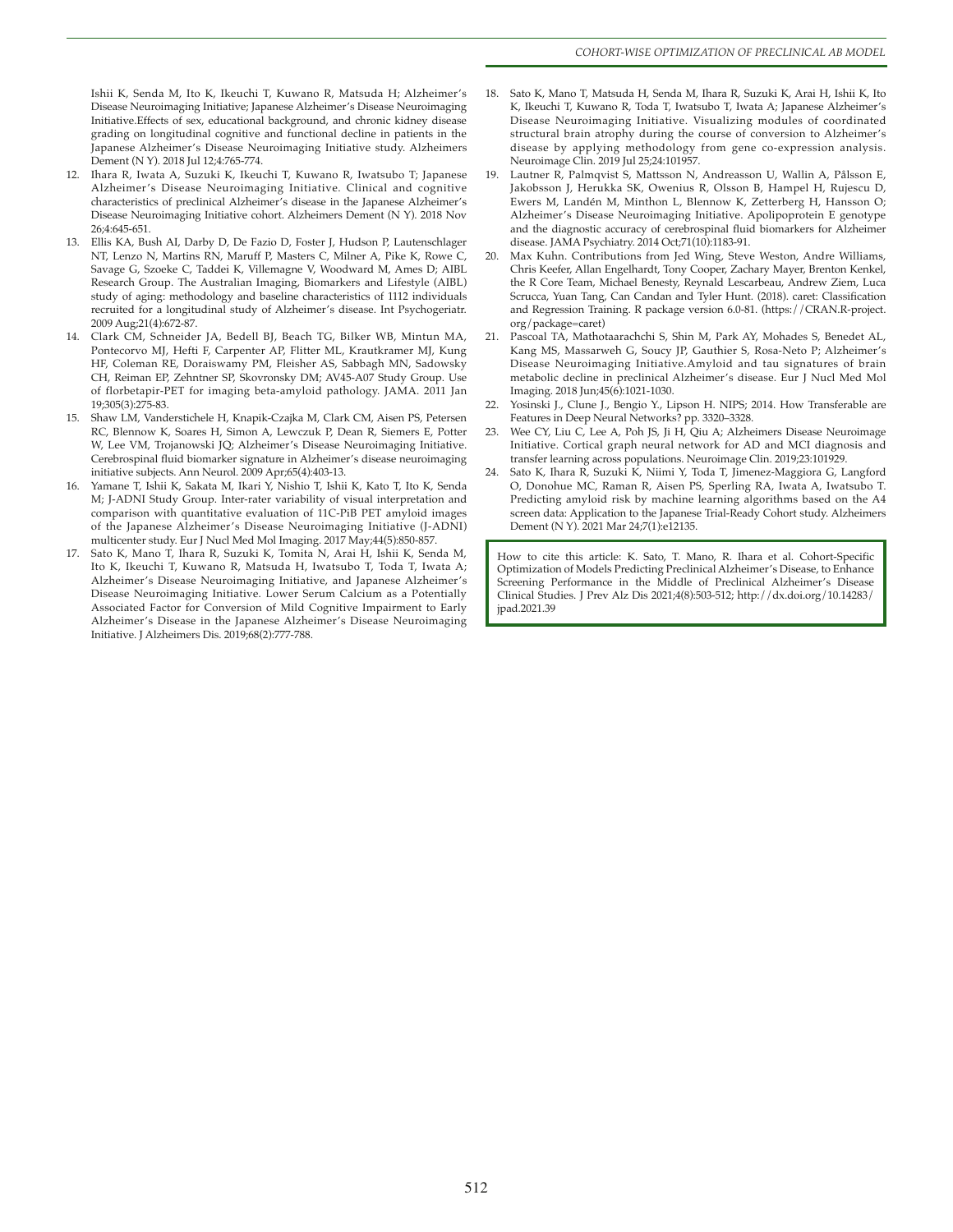Ishii K, Senda M, Ito K, Ikeuchi T, Kuwano R, Matsuda H; Alzheimer's Disease Neuroimaging Initiative; Japanese Alzheimer's Disease Neuroimaging Initiative.Effects of sex, educational background, and chronic kidney disease grading on longitudinal cognitive and functional decline in patients in the Japanese Alzheimer's Disease Neuroimaging Initiative study. Alzheimers Dement (N Y). 2018 Jul 12;4:765-774.

12. Ihara R, Iwata A, Suzuki K, Ikeuchi T, Kuwano R, Iwatsubo T; Japanese Alzheimer's Disease Neuroimaging Initiative. Clinical and cognitive characteristics of preclinical Alzheimer's disease in the Japanese Alzheimer's Disease Neuroimaging Initiative cohort. Alzheimers Dement (N Y). 2018 Nov 26;4:645-651.
13. Ellis KA, Bush AI, Darby D, De Fazio D, Foster J, Hudson P, Lautenschlager NT, Lenzo N, Martins RN, Maruff P, Masters C, Milner A, Pike K, Rowe C, Savage G, Szoeke C, Taddei K, Villemagne V, Woodward M, Ames D; AIBL Research Group. The Australian Imaging, Biomarkers and Lifestyle (AIBL) study of aging: methodology and baseline characteristics of 1112 individuals recruited for a longitudinal study of Alzheimer's disease. Int Psychogeriatr. 2009 Aug;21(4):672-87.
14. Clark CM, Schneider JA, Bedell BJ, Beach TG, Bilker WB, Mintun MA, Pontecorvo MJ, Hefti F, Carpenter AP, Flitter ML, Krautkramer MJ, Kung HF, Coleman RE, Doraiswamy PM, Fleisher AS, Sabbagh MN, Sadowsky CH, Reiman EP, Zehntner SP, Skovronsky DM; AV45-A07 Study Group. Use of florbetapir-PET for imaging beta-amyloid pathology. JAMA. 2011 Jan 19;305(3):275-83.
15. Shaw LM, Vanderstichele H, Knapik-Czajka M, Clark CM, Aisen PS, Petersen RC, Blennow K, Soares H, Simon A, Lewczuk P, Dean R, Siemers E, Potter W, Lee VM, Trojanowski JQ; Alzheimer's Disease Neuroimaging Initiative. Cerebrospinal fluid biomarker signature in Alzheimer's disease neuroimaging initiative subjects. Ann Neurol. 2009 Apr;65(4):403-13.
16. Yamane T, Ishii K, Sakata M, Ikari Y, Nishio T, Ishii K, Kato T, Ito K, Senda M; J-ADNI Study Group. Inter-rater variability of visual interpretation and comparison with quantitative evaluation of 11C-PiB PET amyloid images of the Japanese Alzheimer's Disease Neuroimaging Initiative (J-ADNI) multicenter study. Eur J Nucl Med Mol Imaging. 2017 May;44(5):850-857.
17. Sato K, Mano T, Ihara R, Suzuki K, Tomita N, Arai H, Ishii K, Senda M, Ito K, Ikeuchi T, Kuwano R, Matsuda H, Iwatsubo T, Toda T, Iwata A; Alzheimer's Disease Neuroimaging Initiative, and Japanese Alzheimer's Disease Neuroimaging Initiative. Lower Serum Calcium as a Potentially Associated Factor for Conversion of Mild Cognitive Impairment to Early Alzheimer's Disease in the Japanese Alzheimer's Disease Neuroimaging Initiative. J Alzheimers Dis. 2019;68(2):777-788.
18. Sato K, Mano T, Matsuda H, Senda M, Ihara R, Suzuki K, Arai H, Ishii K, Ito K, Ikeuchi T, Kuwano R, Toda T, Iwatsubo T, Iwata A; Japanese Alzheimer's Disease Neuroimaging Initiative. Visualizing modules of coordinated structural brain atrophy during the course of conversion to Alzheimer's disease by applying methodology from gene co-expression analysis. Neuroimage Clin. 2019 Jul 25;24:101957.
19. Lautner R, Palmqvist S, Mattsson N, Andreasson U, Wallin A, Pålsson E, Jakobsson J, Herukka SK, Owenius R, Olsson B, Hampel H, Rujescu D, Ewers M, Landén M, Minthon L, Blennow K, Zetterberg H, Hansson O; Alzheimer's Disease Neuroimaging Initiative. Apolipoprotein E genotype and the diagnostic accuracy of cerebrospinal fluid biomarkers for Alzheimer disease. JAMA Psychiatry. 2014 Oct;71(10):1183-91.
20. Max Kuhn. Contributions from Jed Wing, Steve Weston, Andre Williams, Chris Keefer, Allan Engelhardt, Tony Cooper, Zachary Mayer, Brenton Kenkel, the R Core Team, Michael Benesty, Reynald Lescarbeau, Andrew Ziem, Luca Scrucca, Yuan Tang, Can Candan and Tyler Hunt. (2018). caret: Classification and Regression Training. R package version 6.0-81. (https://CRAN.R-project.org/package=caret)
21. Pascoal TA, Mathotaarachchi S, Shin M, Park AY, Mohades S, Benedet AL, Kang MS, Massarweh G, Soucy JP, Gauthier S, Rosa-Neto P; Alzheimer's Disease Neuroimaging Initiative.Amyloid and tau signatures of brain metabolic decline in preclinical Alzheimer's disease. Eur J Nucl Med Mol Imaging. 2018 Jun;45(6):1021-1030.
22. Yosinski J., Clune J., Bengio Y., Lipson H. NIPS; 2014. How Transferable are Features in Deep Neural Networks? pp. 3320–3328.
23. Wee CY, Liu C, Lee A, Poh JS, Ji H, Qiu A; Alzheimers Disease Neuroimage Initiative. Cortical graph neural network for AD and MCI diagnosis and transfer learning across populations. Neuroimage Clin. 2019;23:101929.
24. Sato K, Ihara R, Suzuki K, Niimi Y, Toda T, Jimenez-Maggiora G, Langford O, Donohue MC, Raman R, Aisen PS, Sperling RA, Iwata A, Iwatsubo T. Predicting amyloid risk by machine learning algorithms based on the A4 screen data: Application to the Japanese Trial-Ready Cohort study. Alzheimers Dement (N Y). 2021 Mar 24;7(1):e12135.

How to cite this article: K. Sato, T. Mano, R. Ihara et al. Cohort-Specific Optimization of Models Predicting Preclinical Alzheimer's Disease, to Enhance Screening Performance in the Middle of Preclinical Alzheimer's Disease Clinical Studies. J Prev Alz Dis 2021;4(8):503-512; http://dx.doi.org/10.14283/jpad.2021.39